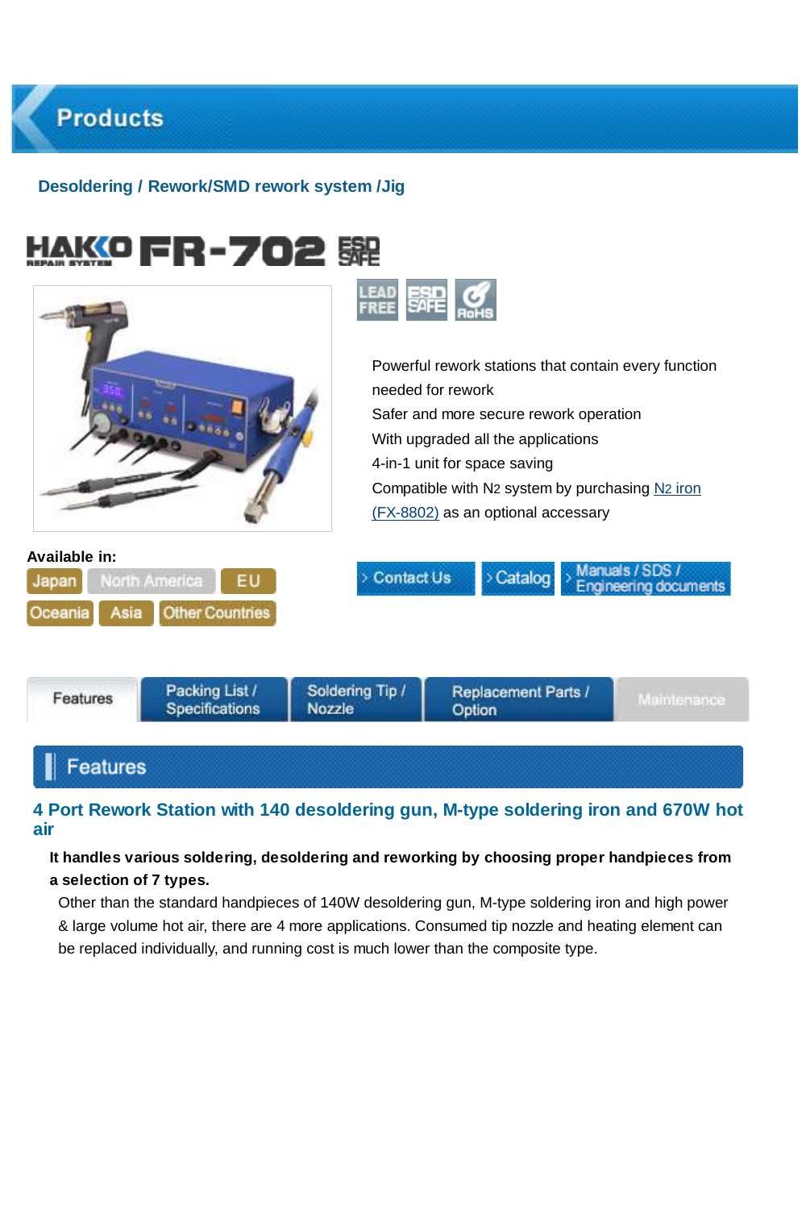# Products

Desoldering / Rework/SMD rework system /Jig

## HAKKO FR-702

LEAD FREE | ESD SAFE | RoHS

Powerful rework stations that contain every function needed for rework
Safer and more secure rework operation
With upgraded all the applications
4-in-1 unit for space saving
Compatible with $N_2$ system by purchasing $N_2$ iron (FX-8802) as an optional accessary

**Available in:**

Japan | North America | EU | Oceania | Asia | Other Countries

Contact Us | Catalog | Manuals / SDS / Engineering documents

Features | Packing List / Specifications | Soldering Tip / Nozzle | Replacement Parts / Option | Maintenance

## Features

### 4 Port Rework Station with 140 desoldering gun, M-type soldering iron and 670W hot air

**It handles various soldering, desoldering and reworking by choosing proper handpieces from a selection of 7 types.**

Other than the standard handpieces of 140W desoldering gun, M-type soldering iron and high power & large volume hot air, there are 4 more applications. Consumed tip nozzle and heating element can be replaced individually, and running cost is much lower than the composite type.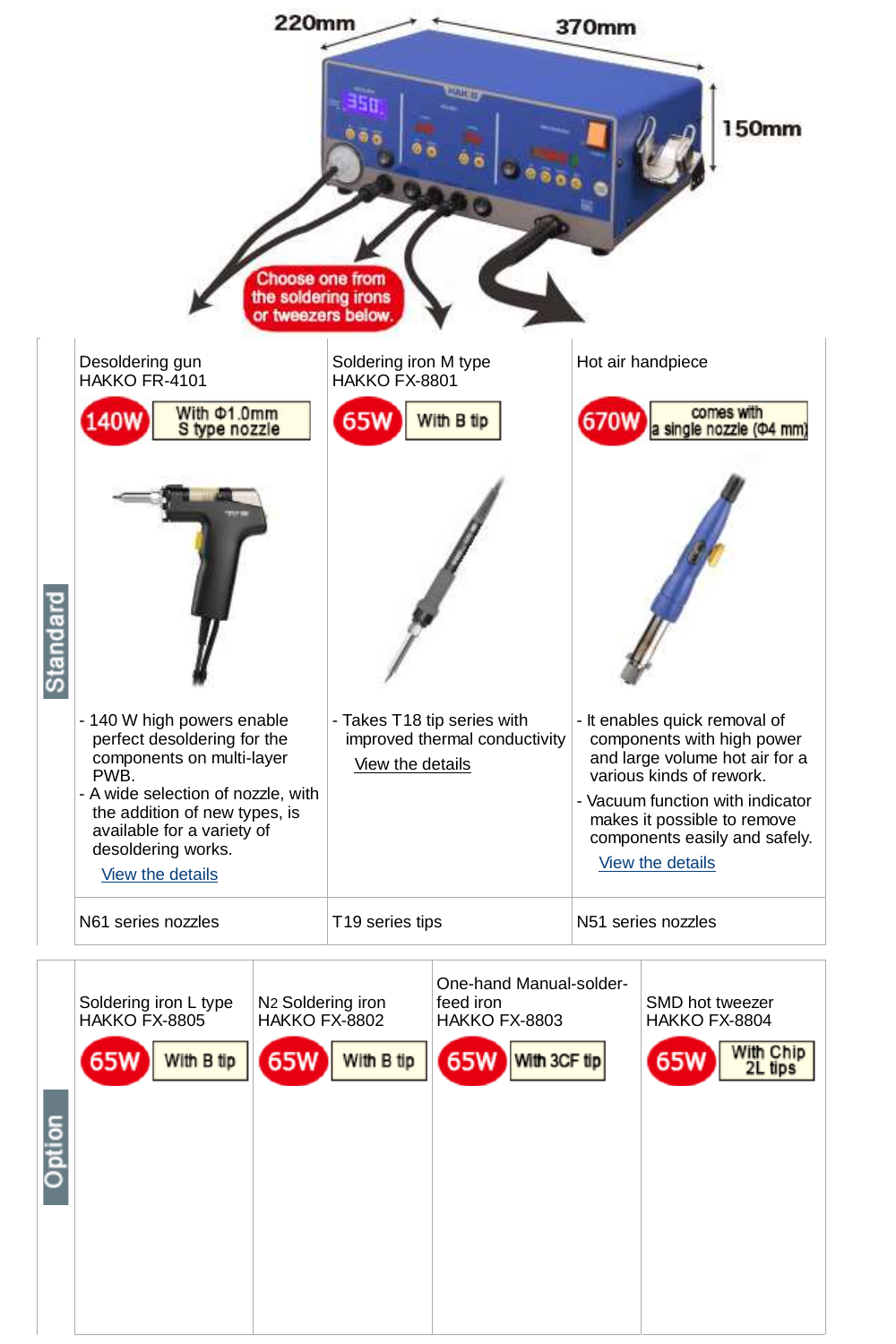220mm 370mm 150mm

Choose one from the soldering irons or tweezers below.

**Standard**

| Desoldering gun HAKKO FR-4101 | Soldering iron M type HAKKO FX-8801 | Hot air handpiece |
|---|---|---|
| 140W — With Φ1.0mm S type nozzle | 65W — With B tip | 670W — comes with a single nozzle (Φ4 mm) |
| - 140 W high powers enable perfect desoldering for the components on multi-layer PWB.<br>- A wide selection of nozzle, with the addition of new types, is available for a variety of desoldering works.<br>View the details | - Takes T18 tip series with improved thermal conductivity<br>View the details | - It enables quick removal of components with high power and large volume hot air for a various kinds of rework.<br>- Vacuum function with indicator makes it possible to remove components easily and safely.<br>View the details |
| N61 series nozzles | T19 series tips | N51 series nozzles |

**Option**

| Soldering iron L type HAKKO FX-8805 | N2 Soldering iron HAKKO FX-8802 | One-hand Manual-solder-feed iron HAKKO FX-8803 | SMD hot tweezer HAKKO FX-8804 |
|---|---|---|---|
| 65W — With B tip | 65W — With B tip | 65W — With 3CF tip | 65W — With Chip 2L tips |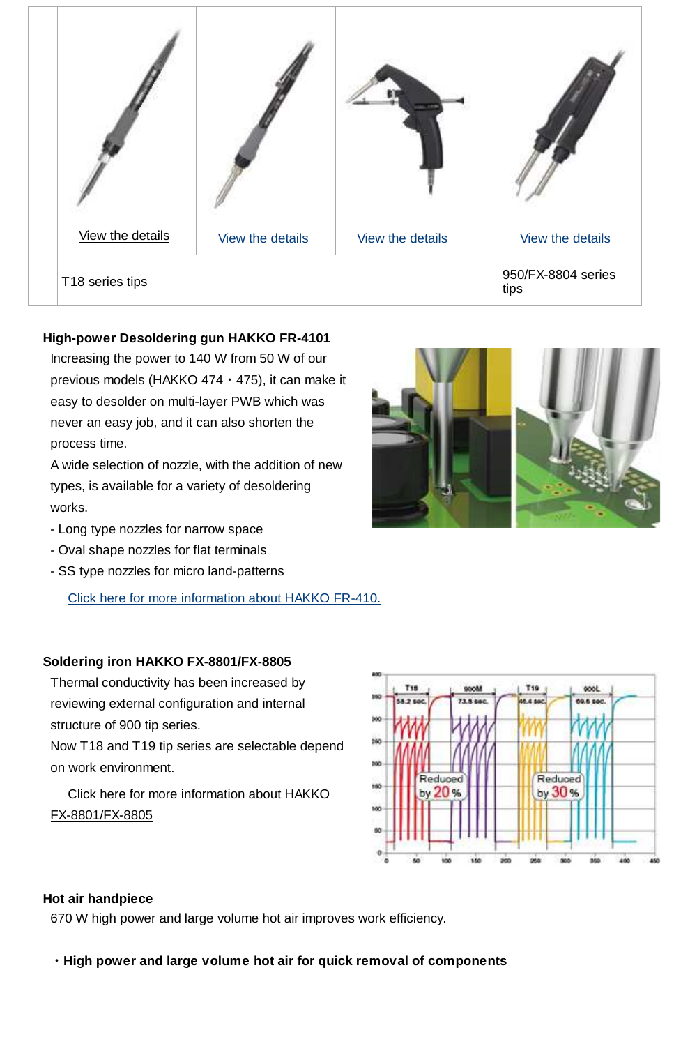| | | | | |
|---|---|---|---|---|
| | View the details | View the details | View the details | View the details |
| | T18 series tips | | | 950/FX-8804 series tips |

**High-power Desoldering gun HAKKO FR-4101**

Increasing the power to 140 W from 50 W of our previous models (HAKKO 474・475), it can make it easy to desolder on multi-layer PWB which was never an easy job, and it can also shorten the process time.

A wide selection of nozzle, with the addition of new types, is available for a variety of desoldering works.

- Long type nozzles for narrow space
- Oval shape nozzles for flat terminals
- SS type nozzles for micro land-patterns

Click here for more information about HAKKO FR-410.

**Soldering iron HAKKO FX-8801/FX-8805**

Thermal conductivity has been increased by reviewing external configuration and internal structure of 900 tip series.

Now T18 and T19 tip series are selectable depend on work environment.

Click here for more information about HAKKO FX-8801/FX-8805

**Hot air handpiece**

670 W high power and large volume hot air improves work efficiency.

**・High power and large volume hot air for quick removal of components**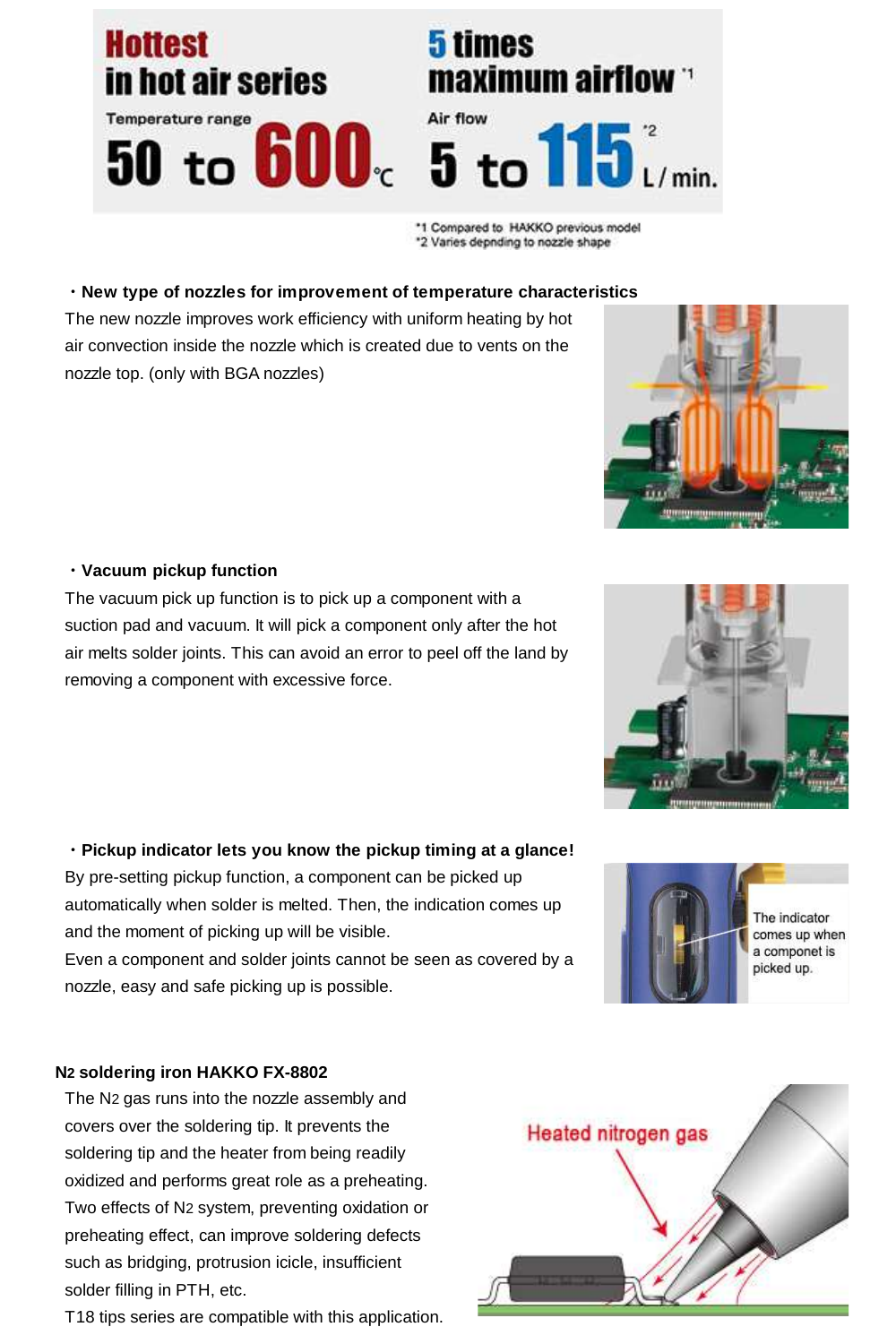**Hottest in hot air series**

Temperature range

**50 to 600℃**

**5 times maximum airflow** [*1]

Air flow

**5 to 115 L/min.** [*2]

*1 Compared to HAKKO previous model
*2 Varies depnding to nozzle shape

**・New type of nozzles for improvement of temperature characteristics**

The new nozzle improves work efficiency with uniform heating by hot air convection inside the nozzle which is created due to vents on the nozzle top. (only with BGA nozzles)

**・Vacuum pickup function**

The vacuum pick up function is to pick up a component with a suction pad and vacuum. It will pick a component only after the hot air melts solder joints. This can avoid an error to peel off the land by removing a component with excessive force.

**・Pickup indicator lets you know the pickup timing at a glance!**

By pre-setting pickup function, a component can be picked up automatically when solder is melted. Then, the indication comes up and the moment of picking up will be visible.
Even a component and solder joints cannot be seen as covered by a nozzle, easy and safe picking up is possible.

The indicator comes up when a componet is picked up.

**$N_2$ soldering iron HAKKO FX-8802**

The $N_2$ gas runs into the nozzle assembly and covers over the soldering tip. It prevents the soldering tip and the heater from being readily oxidized and performs great role as a preheating. Two effects of $N_2$ system, preventing oxidation or preheating effect, can improve soldering defects such as bridging, protrusion icicle, insufficient solder filling in PTH, etc.
T18 tips series are compatible with this application.

Heated nitrogen gas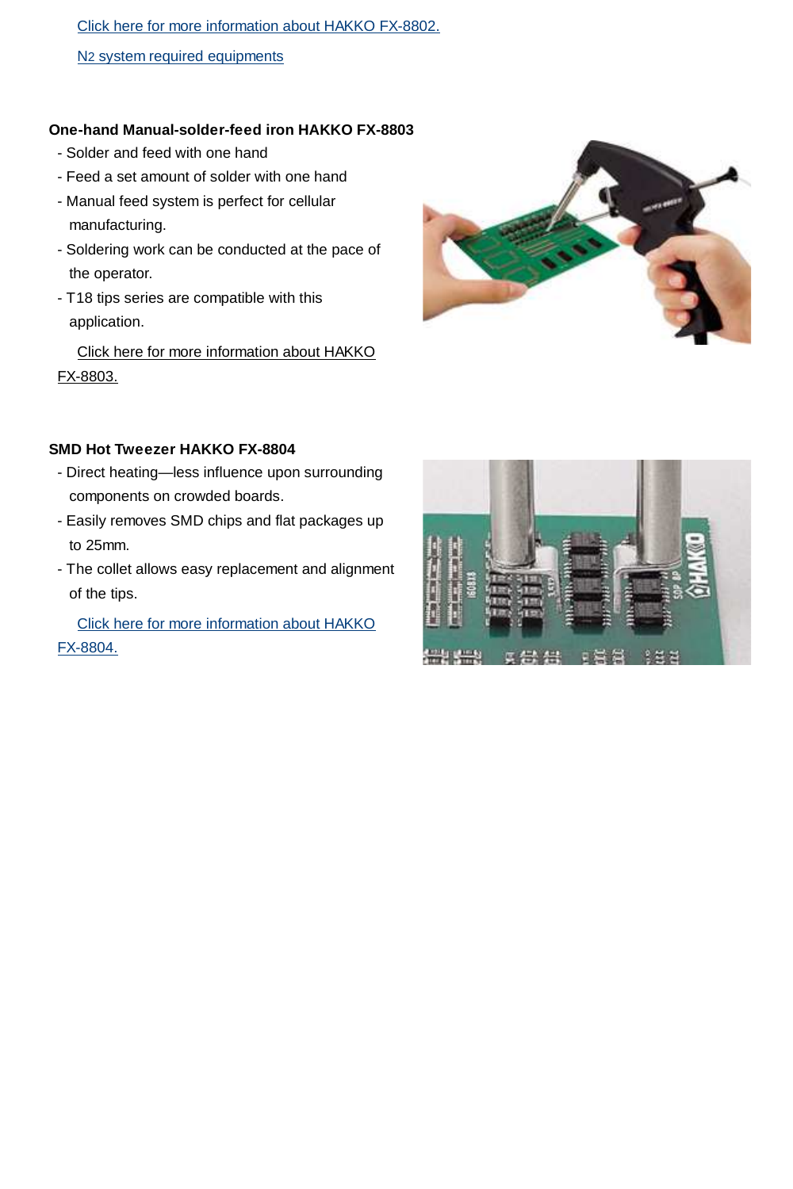Click here for more information about HAKKO FX-8802.

$N_2$ system required equipments

**One-hand Manual-solder-feed iron HAKKO FX-8803**

- Solder and feed with one hand
- Feed a set amount of solder with one hand
- Manual feed system is perfect for cellular manufacturing.
- Soldering work can be conducted at the pace of the operator.
- T18 tips series are compatible with this application.

Click here for more information about HAKKO FX-8803.

**SMD Hot Tweezer HAKKO FX-8804**

- Direct heating—less influence upon surrounding components on crowded boards.
- Easily removes SMD chips and flat packages up to 25mm.
- The collet allows easy replacement and alignment of the tips.

Click here for more information about HAKKO FX-8804.